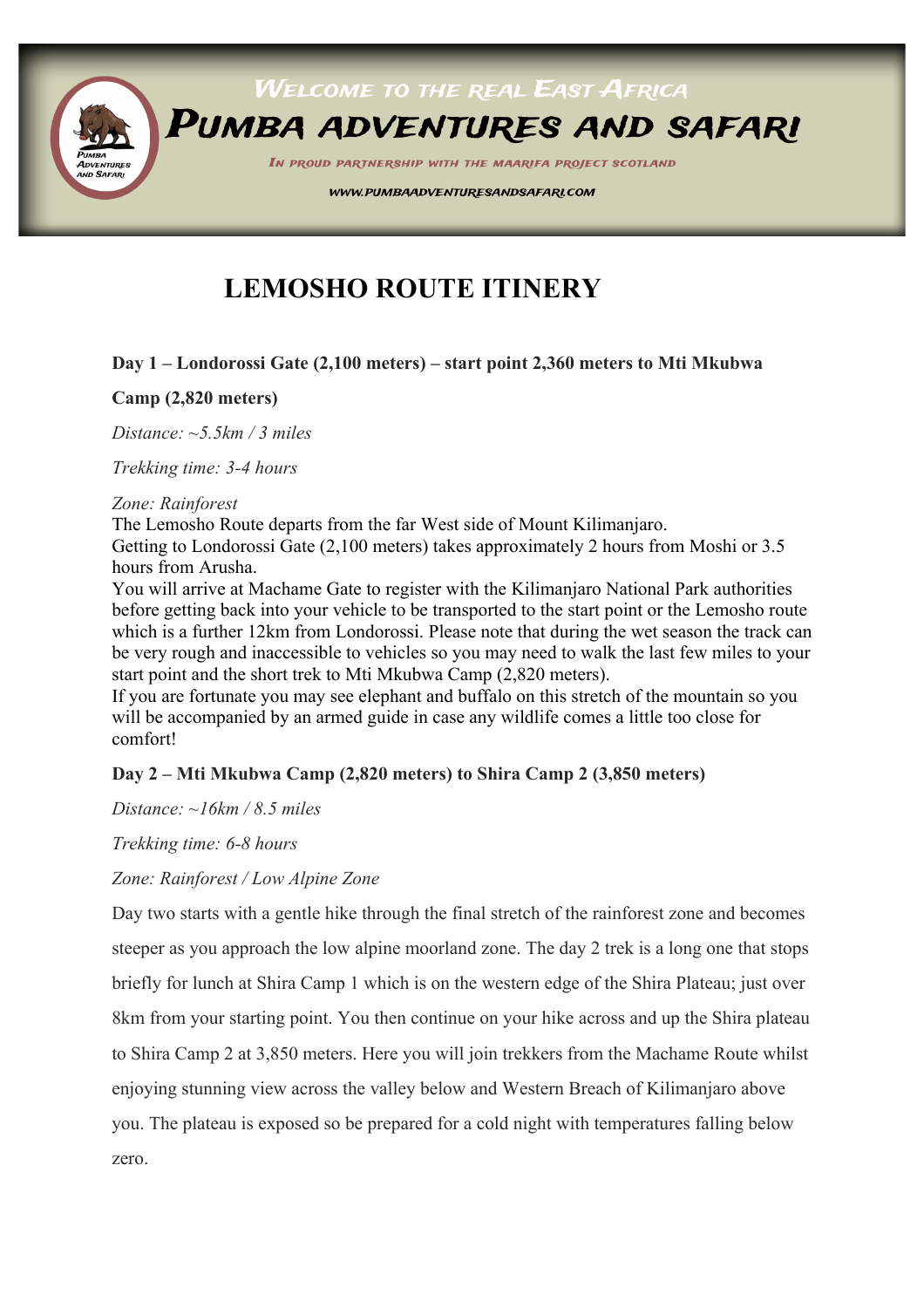Welcome to the real East Africa

PUMBA ADVENTURES AND SAFARI

In proud partnership with the Maarifa Project Scotland

www.pumbaadventuresandsafari.com

# LEMOSHO ROUTE ITINERY

**Day 1 – Londorossi Gate (2,100 meters) – start point 2,360 meters to Mti Mkubwa Camp (2,820 meters)**

*Distance: ~5.5km / 3 miles*

*Trekking time: 3-4 hours*

*Zone: Rainforest*

The Lemosho Route departs from the far West side of Mount Kilimanjaro.
Getting to Londorossi Gate (2,100 meters) takes approximately 2 hours from Moshi or 3.5 hours from Arusha.
You will arrive at Machame Gate to register with the Kilimanjaro National Park authorities before getting back into your vehicle to be transported to the start point or the Lemosho route which is a further 12km from Londorossi. Please note that during the wet season the track can be very rough and inaccessible to vehicles so you may need to walk the last few miles to your start point and the short trek to Mti Mkubwa Camp (2,820 meters).
If you are fortunate you may see elephant and buffalo on this stretch of the mountain so you will be accompanied by an armed guide in case any wildlife comes a little too close for comfort!

**Day 2 – Mti Mkubwa Camp (2,820 meters) to Shira Camp 2 (3,850 meters)**

*Distance: ~16km / 8.5 miles*

*Trekking time: 6-8 hours*

*Zone: Rainforest / Low Alpine Zone*

Day two starts with a gentle hike through the final stretch of the rainforest zone and becomes steeper as you approach the low alpine moorland zone. The day 2 trek is a long one that stops briefly for lunch at Shira Camp 1 which is on the western edge of the Shira Plateau; just over 8km from your starting point. You then continue on your hike across and up the Shira plateau to Shira Camp 2 at 3,850 meters. Here you will join trekkers from the Machame Route whilst enjoying stunning view across the valley below and Western Breach of Kilimanjaro above you. The plateau is exposed so be prepared for a cold night with temperatures falling below zero.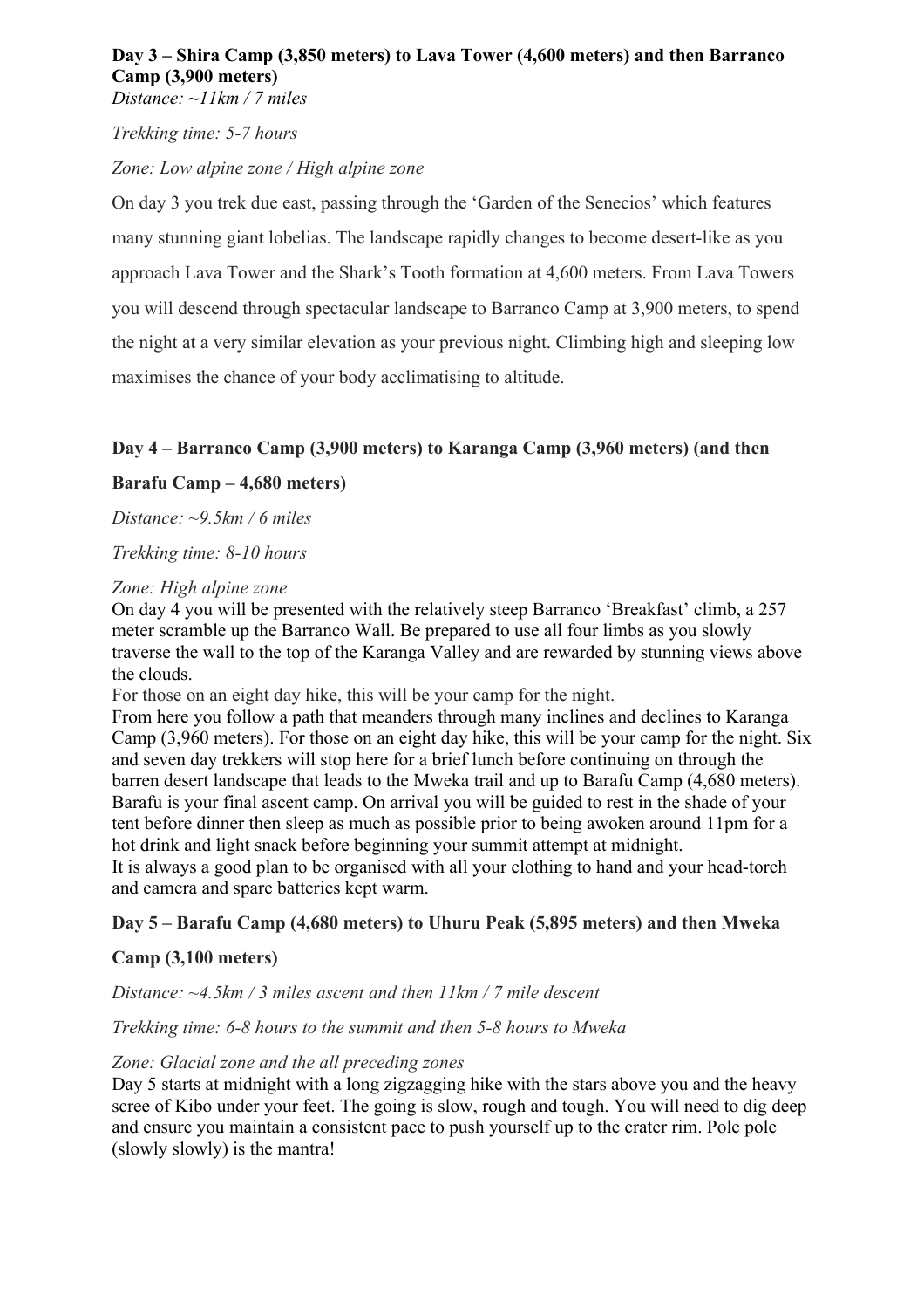**Day 3 – Shira Camp (3,850 meters) to Lava Tower (4,600 meters) and then Barranco Camp (3,900 meters)**

*Distance: ~11km / 7 miles*

*Trekking time: 5-7 hours*

*Zone: Low alpine zone / High alpine zone*

On day 3 you trek due east, passing through the 'Garden of the Senecios' which features many stunning giant lobelias. The landscape rapidly changes to become desert-like as you approach Lava Tower and the Shark's Tooth formation at 4,600 meters. From Lava Towers you will descend through spectacular landscape to Barranco Camp at 3,900 meters, to spend the night at a very similar elevation as your previous night. Climbing high and sleeping low maximises the chance of your body acclimatising to altitude.

**Day 4 – Barranco Camp (3,900 meters) to Karanga Camp (3,960 meters) (and then Barafu Camp – 4,680 meters)**

*Distance: ~9.5km / 6 miles*

*Trekking time: 8-10 hours*

*Zone: High alpine zone*

On day 4 you will be presented with the relatively steep Barranco 'Breakfast' climb, a 257 meter scramble up the Barranco Wall. Be prepared to use all four limbs as you slowly traverse the wall to the top of the Karanga Valley and are rewarded by stunning views above the clouds.

For those on an eight day hike, this will be your camp for the night.

From here you follow a path that meanders through many inclines and declines to Karanga Camp (3,960 meters). For those on an eight day hike, this will be your camp for the night. Six and seven day trekkers will stop here for a brief lunch before continuing on through the barren desert landscape that leads to the Mweka trail and up to Barafu Camp (4,680 meters). Barafu is your final ascent camp. On arrival you will be guided to rest in the shade of your tent before dinner then sleep as much as possible prior to being awoken around 11pm for a hot drink and light snack before beginning your summit attempt at midnight.

It is always a good plan to be organised with all your clothing to hand and your head-torch and camera and spare batteries kept warm.

**Day 5 – Barafu Camp (4,680 meters) to Uhuru Peak (5,895 meters) and then Mweka Camp (3,100 meters)**

*Distance: ~4.5km / 3 miles ascent and then 11km / 7 mile descent*

*Trekking time: 6-8 hours to the summit and then 5-8 hours to Mweka*

*Zone: Glacial zone and the all preceding zones*

Day 5 starts at midnight with a long zigzagging hike with the stars above you and the heavy scree of Kibo under your feet. The going is slow, rough and tough. You will need to dig deep and ensure you maintain a consistent pace to push yourself up to the crater rim. Pole pole (slowly slowly) is the mantra!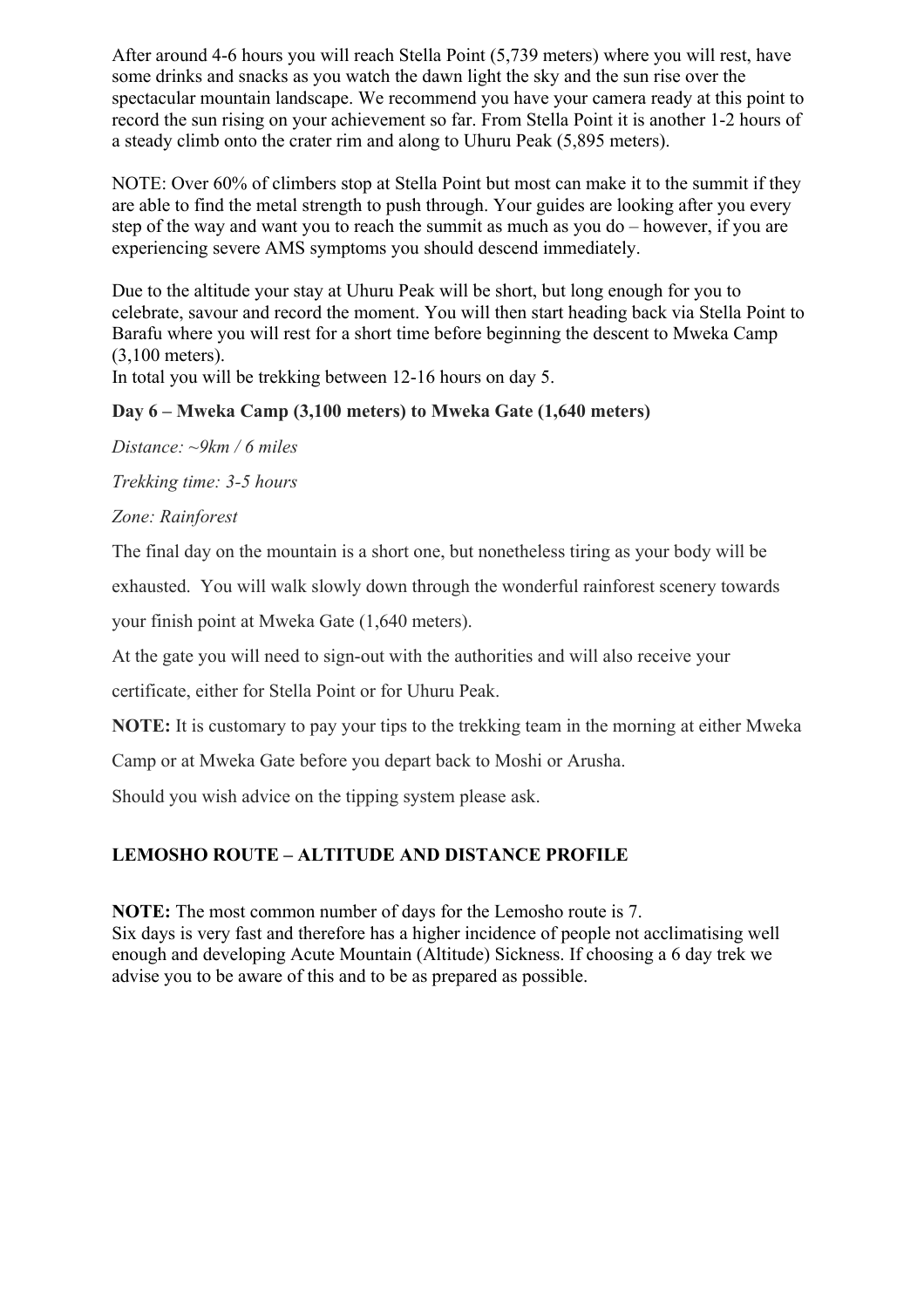After around 4-6 hours you will reach Stella Point (5,739 meters) where you will rest, have some drinks and snacks as you watch the dawn light the sky and the sun rise over the spectacular mountain landscape. We recommend you have your camera ready at this point to record the sun rising on your achievement so far. From Stella Point it is another 1-2 hours of a steady climb onto the crater rim and along to Uhuru Peak (5,895 meters).

NOTE: Over 60% of climbers stop at Stella Point but most can make it to the summit if they are able to find the metal strength to push through. Your guides are looking after you every step of the way and want you to reach the summit as much as you do – however, if you are experiencing severe AMS symptoms you should descend immediately.

Due to the altitude your stay at Uhuru Peak will be short, but long enough for you to celebrate, savour and record the moment. You will then start heading back via Stella Point to Barafu where you will rest for a short time before beginning the descent to Mweka Camp (3,100 meters).
In total you will be trekking between 12-16 hours on day 5.

### Day 6 – Mweka Camp (3,100 meters) to Mweka Gate (1,640 meters)

*Distance: ~9km / 6 miles*

*Trekking time: 3-5 hours*

*Zone: Rainforest*

The final day on the mountain is a short one, but nonetheless tiring as your body will be exhausted. You will walk slowly down through the wonderful rainforest scenery towards your finish point at Mweka Gate (1,640 meters).

At the gate you will need to sign-out with the authorities and will also receive your certificate, either for Stella Point or for Uhuru Peak.

**NOTE:** It is customary to pay your tips to the trekking team in the morning at either Mweka Camp or at Mweka Gate before you depart back to Moshi or Arusha.

Should you wish advice on the tipping system please ask.

### LEMOSHO ROUTE – ALTITUDE AND DISTANCE PROFILE

**NOTE:** The most common number of days for the Lemosho route is 7.
Six days is very fast and therefore has a higher incidence of people not acclimatising well enough and developing Acute Mountain (Altitude) Sickness. If choosing a 6 day trek we advise you to be aware of this and to be as prepared as possible.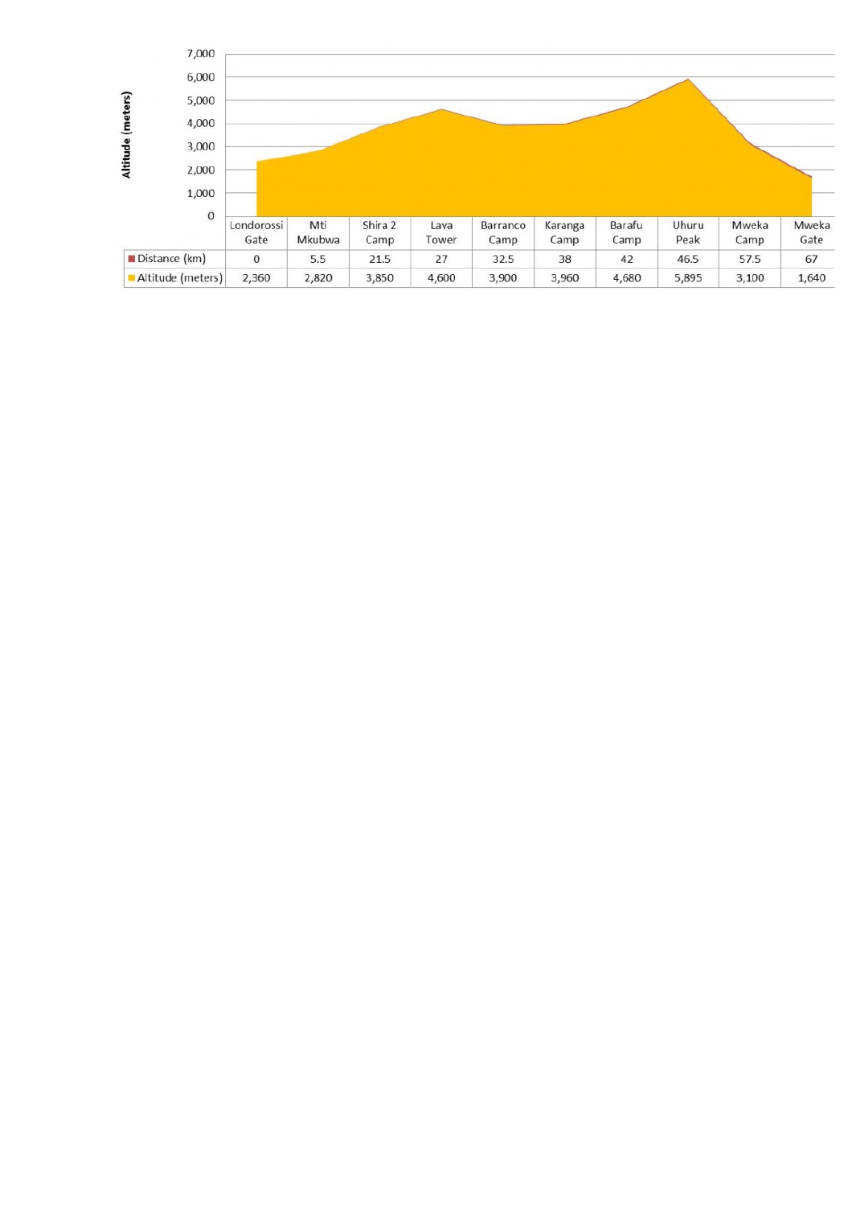Altitude (meters)

7,000
6,000
5,000
4,000
3,000
2,000
1,000
0

| | Londorossi Gate | Mti Mkubwa | Shira 2 Camp | Lava Tower | Barranco Camp | Karanga Camp | Barafu Camp | Uhuru Peak | Mweka Camp | Mweka Gate |
|---|---|---|---|---|---|---|---|---|---|---|
| Distance (km) | 0 | 5.5 | 21.5 | 27 | 32.5 | 38 | 42 | 46.5 | 57.5 | 67 |
| Altitude (meters) | 2,360 | 2,820 | 3,850 | 4,600 | 3,900 | 3,960 | 4,680 | 5,895 | 3,100 | 1,640 |